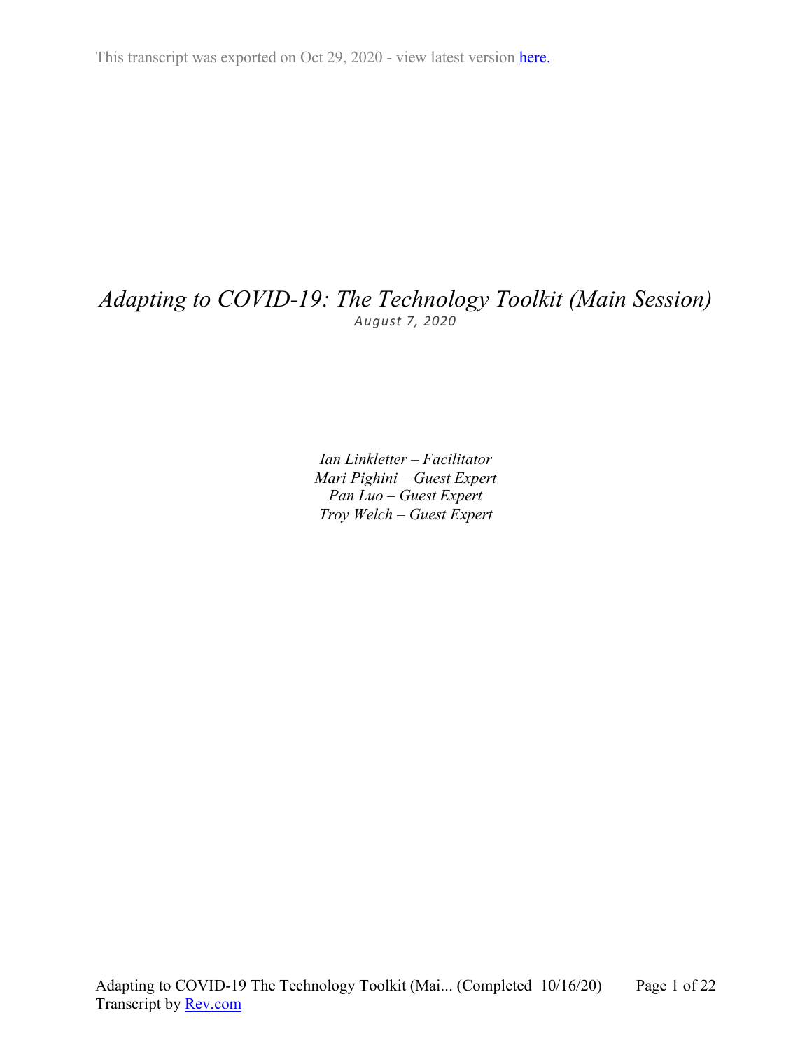This transcript was exported on Oct 29, 2020 - view latest version here.

# *Adapting to COVID-19: The Technology Toolkit (Main Session)*

*August 7, 2020*

*Ian Linkletter – Facilitator*
*Mari Pighini – Guest Expert*
*Pan Luo – Guest Expert*
*Troy Welch – Guest Expert*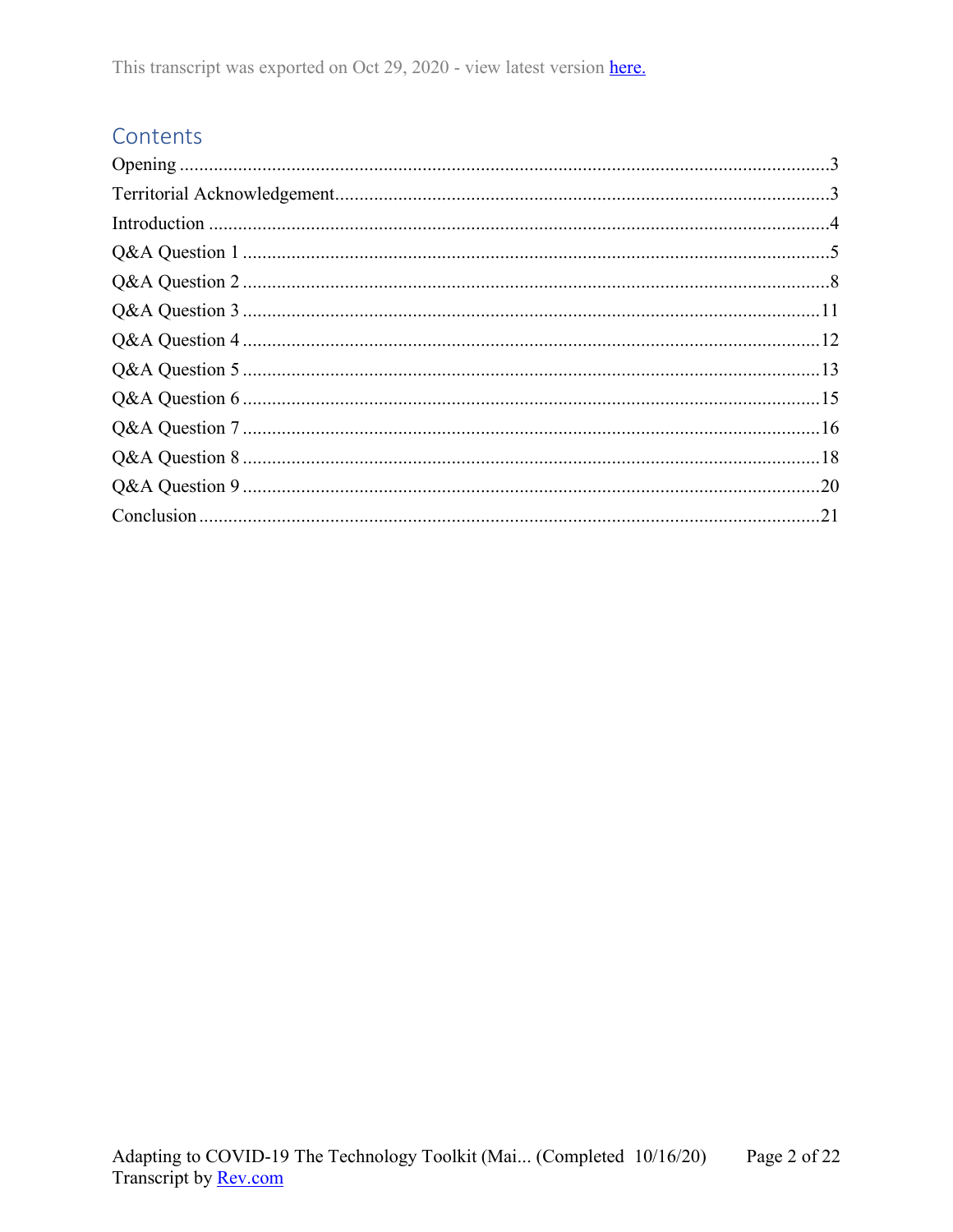This transcript was exported on Oct 29, 2020 - view latest version [here.](here.)

## Contents

Opening ....................................................................................................................3
Territorial Acknowledgement....................................................................................3
Introduction ..............................................................................................................4
Q&A Question 1 .......................................................................................................5
Q&A Question 2 .......................................................................................................8
Q&A Question 3 .....................................................................................................11
Q&A Question 4 .....................................................................................................12
Q&A Question 5 .....................................................................................................13
Q&A Question 6 .....................................................................................................15
Q&A Question 7 .....................................................................................................16
Q&A Question 8 .....................................................................................................18
Q&A Question 9 .....................................................................................................20
Conclusion ..............................................................................................................21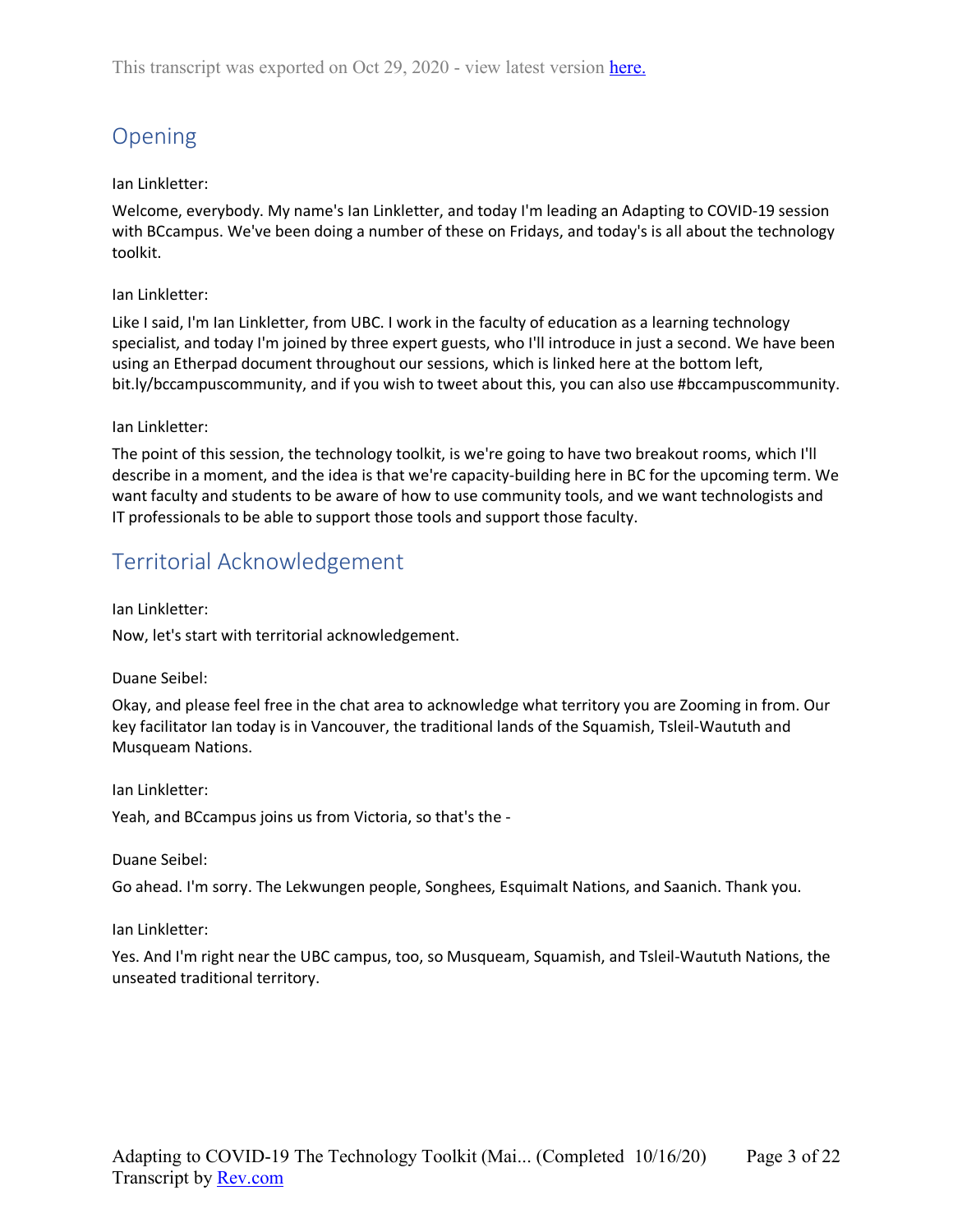This transcript was exported on Oct 29, 2020 - view latest version here.

## Opening

Ian Linkletter:

Welcome, everybody. My name's Ian Linkletter, and today I'm leading an Adapting to COVID-19 session with BCcampus. We've been doing a number of these on Fridays, and today's is all about the technology toolkit.

Ian Linkletter:

Like I said, I'm Ian Linkletter, from UBC. I work in the faculty of education as a learning technology specialist, and today I'm joined by three expert guests, who I'll introduce in just a second. We have been using an Etherpad document throughout our sessions, which is linked here at the bottom left, bit.ly/bccampuscommunity, and if you wish to tweet about this, you can also use #bccampuscommunity.

Ian Linkletter:

The point of this session, the technology toolkit, is we're going to have two breakout rooms, which I'll describe in a moment, and the idea is that we're capacity-building here in BC for the upcoming term. We want faculty and students to be aware of how to use community tools, and we want technologists and IT professionals to be able to support those tools and support those faculty.

## Territorial Acknowledgement

Ian Linkletter:

Now, let's start with territorial acknowledgement.

Duane Seibel:

Okay, and please feel free in the chat area to acknowledge what territory you are Zooming in from. Our key facilitator Ian today is in Vancouver, the traditional lands of the Squamish, Tsleil-Waututh and Musqueam Nations.

Ian Linkletter:

Yeah, and BCcampus joins us from Victoria, so that's the -

Duane Seibel:

Go ahead. I'm sorry. The Lekwungen people, Songhees, Esquimalt Nations, and Saanich. Thank you.

Ian Linkletter:

Yes. And I'm right near the UBC campus, too, so Musqueam, Squamish, and Tsleil-Waututh Nations, the unseated traditional territory.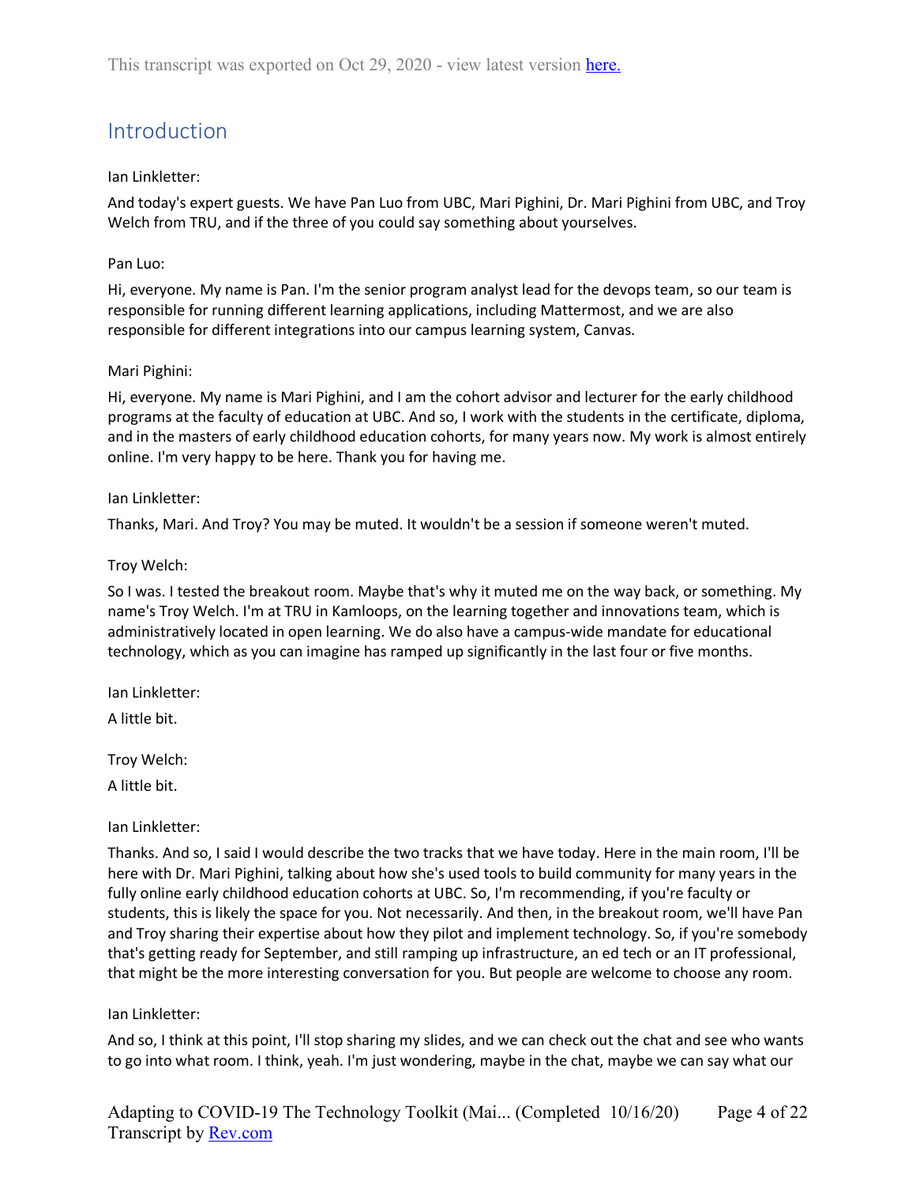## Introduction

Ian Linkletter:

And today's expert guests. We have Pan Luo from UBC, Mari Pighini, Dr. Mari Pighini from UBC, and Troy Welch from TRU, and if the three of you could say something about yourselves.

Pan Luo:

Hi, everyone. My name is Pan. I'm the senior program analyst lead for the devops team, so our team is responsible for running different learning applications, including Mattermost, and we are also responsible for different integrations into our campus learning system, Canvas.

Mari Pighini:

Hi, everyone. My name is Mari Pighini, and I am the cohort advisor and lecturer for the early childhood programs at the faculty of education at UBC. And so, I work with the students in the certificate, diploma, and in the masters of early childhood education cohorts, for many years now. My work is almost entirely online. I'm very happy to be here. Thank you for having me.

Ian Linkletter:

Thanks, Mari. And Troy? You may be muted. It wouldn't be a session if someone weren't muted.

Troy Welch:

So I was. I tested the breakout room. Maybe that's why it muted me on the way back, or something. My name's Troy Welch. I'm at TRU in Kamloops, on the learning together and innovations team, which is administratively located in open learning. We do also have a campus-wide mandate for educational technology, which as you can imagine has ramped up significantly in the last four or five months.

Ian Linkletter:

A little bit.

Troy Welch:

A little bit.

Ian Linkletter:

Thanks. And so, I said I would describe the two tracks that we have today. Here in the main room, I'll be here with Dr. Mari Pighini, talking about how she's used tools to build community for many years in the fully online early childhood education cohorts at UBC. So, I'm recommending, if you're faculty or students, this is likely the space for you. Not necessarily. And then, in the breakout room, we'll have Pan and Troy sharing their expertise about how they pilot and implement technology. So, if you're somebody that's getting ready for September, and still ramping up infrastructure, an ed tech or an IT professional, that might be the more interesting conversation for you. But people are welcome to choose any room.

Ian Linkletter:

And so, I think at this point, I'll stop sharing my slides, and we can check out the chat and see who wants to go into what room. I think, yeah. I'm just wondering, maybe in the chat, maybe we can say what our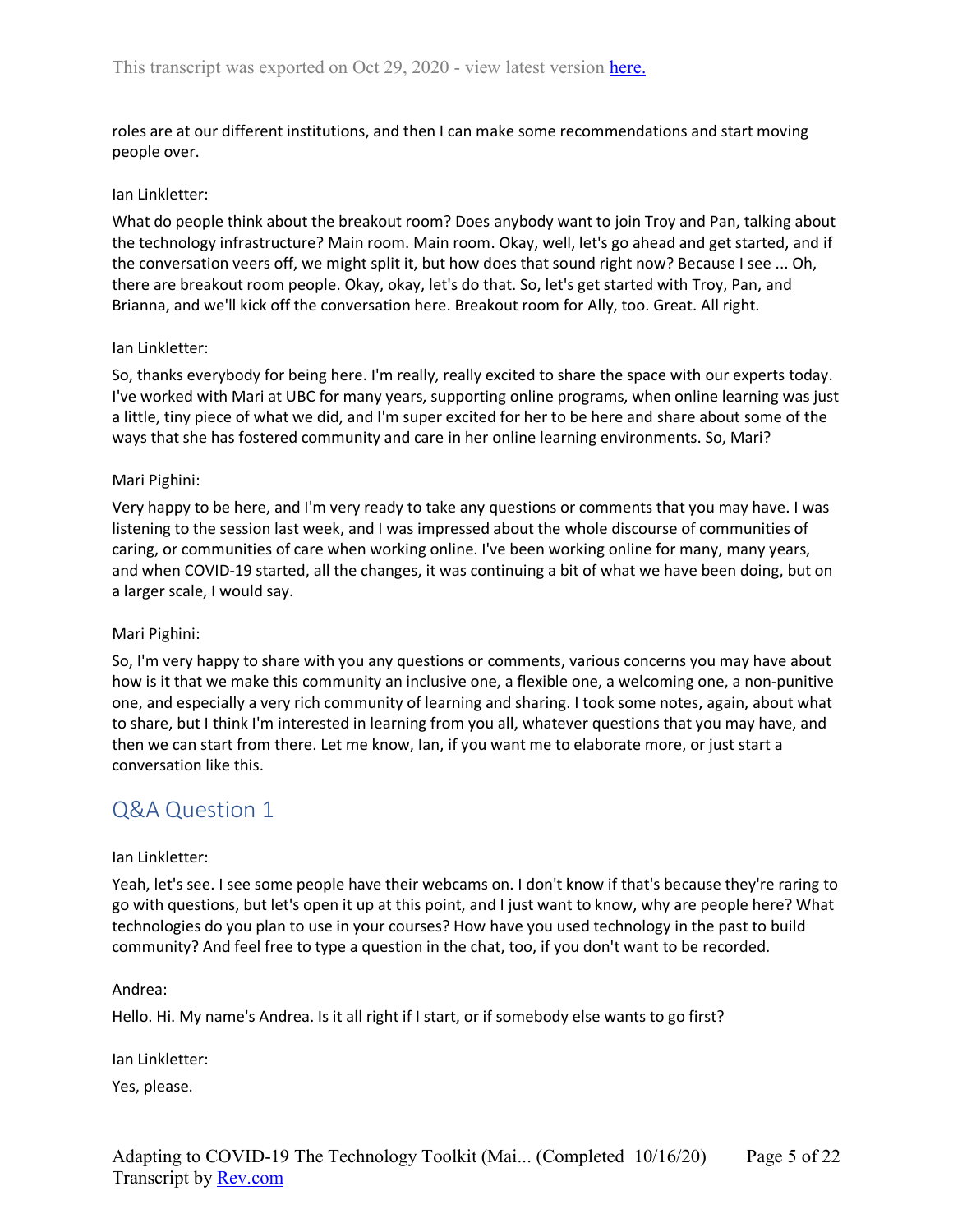roles are at our different institutions, and then I can make some recommendations and start moving people over.

Ian Linkletter:

What do people think about the breakout room? Does anybody want to join Troy and Pan, talking about the technology infrastructure? Main room. Main room. Okay, well, let's go ahead and get started, and if the conversation veers off, we might split it, but how does that sound right now? Because I see ... Oh, there are breakout room people. Okay, okay, let's do that. So, let's get started with Troy, Pan, and Brianna, and we'll kick off the conversation here. Breakout room for Ally, too. Great. All right.

Ian Linkletter:

So, thanks everybody for being here. I'm really, really excited to share the space with our experts today. I've worked with Mari at UBC for many years, supporting online programs, when online learning was just a little, tiny piece of what we did, and I'm super excited for her to be here and share about some of the ways that she has fostered community and care in her online learning environments. So, Mari?

Mari Pighini:

Very happy to be here, and I'm very ready to take any questions or comments that you may have. I was listening to the session last week, and I was impressed about the whole discourse of communities of caring, or communities of care when working online. I've been working online for many, many years, and when COVID-19 started, all the changes, it was continuing a bit of what we have been doing, but on a larger scale, I would say.

Mari Pighini:

So, I'm very happy to share with you any questions or comments, various concerns you may have about how is it that we make this community an inclusive one, a flexible one, a welcoming one, a non-punitive one, and especially a very rich community of learning and sharing. I took some notes, again, about what to share, but I think I'm interested in learning from you all, whatever questions that you may have, and then we can start from there. Let me know, Ian, if you want me to elaborate more, or just start a conversation like this.

## Q&A Question 1

Ian Linkletter:

Yeah, let's see. I see some people have their webcams on. I don't know if that's because they're raring to go with questions, but let's open it up at this point, and I just want to know, why are people here? What technologies do you plan to use in your courses? How have you used technology in the past to build community? And feel free to type a question in the chat, too, if you don't want to be recorded.

Andrea:

Hello. Hi. My name's Andrea. Is it all right if I start, or if somebody else wants to go first?

Ian Linkletter:

Yes, please.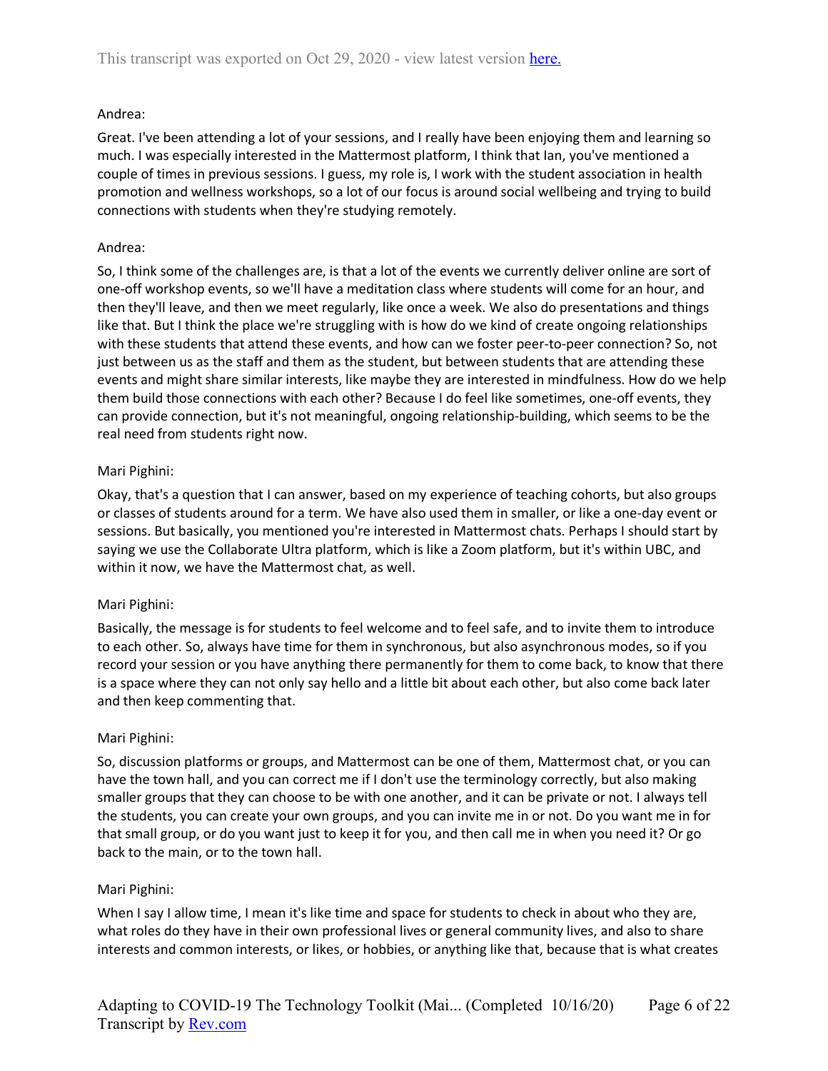Andrea:

Great. I've been attending a lot of your sessions, and I really have been enjoying them and learning so much. I was especially interested in the Mattermost platform, I think that Ian, you've mentioned a couple of times in previous sessions. I guess, my role is, I work with the student association in health promotion and wellness workshops, so a lot of our focus is around social wellbeing and trying to build connections with students when they're studying remotely.

Andrea:

So, I think some of the challenges are, is that a lot of the events we currently deliver online are sort of one-off workshop events, so we'll have a meditation class where students will come for an hour, and then they'll leave, and then we meet regularly, like once a week. We also do presentations and things like that. But I think the place we're struggling with is how do we kind of create ongoing relationships with these students that attend these events, and how can we foster peer-to-peer connection? So, not just between us as the staff and them as the student, but between students that are attending these events and might share similar interests, like maybe they are interested in mindfulness. How do we help them build those connections with each other? Because I do feel like sometimes, one-off events, they can provide connection, but it's not meaningful, ongoing relationship-building, which seems to be the real need from students right now.

Mari Pighini:

Okay, that's a question that I can answer, based on my experience of teaching cohorts, but also groups or classes of students around for a term. We have also used them in smaller, or like a one-day event or sessions. But basically, you mentioned you're interested in Mattermost chats. Perhaps I should start by saying we use the Collaborate Ultra platform, which is like a Zoom platform, but it's within UBC, and within it now, we have the Mattermost chat, as well.

Mari Pighini:

Basically, the message is for students to feel welcome and to feel safe, and to invite them to introduce to each other. So, always have time for them in synchronous, but also asynchronous modes, so if you record your session or you have anything there permanently for them to come back, to know that there is a space where they can not only say hello and a little bit about each other, but also come back later and then keep commenting that.

Mari Pighini:

So, discussion platforms or groups, and Mattermost can be one of them, Mattermost chat, or you can have the town hall, and you can correct me if I don't use the terminology correctly, but also making smaller groups that they can choose to be with one another, and it can be private or not. I always tell the students, you can create your own groups, and you can invite me in or not. Do you want me in for that small group, or do you want just to keep it for you, and then call me in when you need it? Or go back to the main, or to the town hall.

Mari Pighini:

When I say I allow time, I mean it's like time and space for students to check in about who they are, what roles do they have in their own professional lives or general community lives, and also to share interests and common interests, or likes, or hobbies, or anything like that, because that is what creates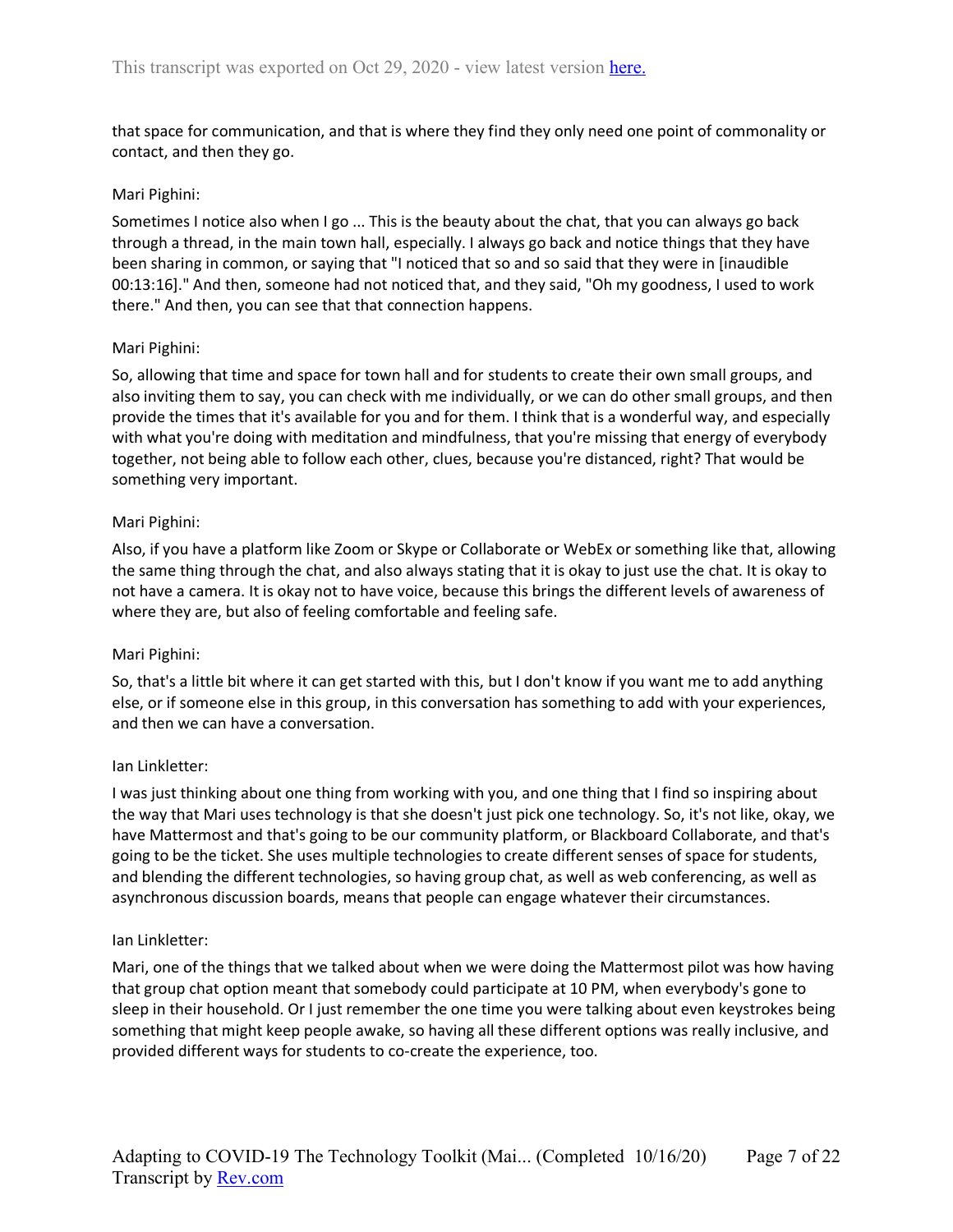that space for communication, and that is where they find they only need one point of commonality or contact, and then they go.

Mari Pighini:

Sometimes I notice also when I go ... This is the beauty about the chat, that you can always go back through a thread, in the main town hall, especially. I always go back and notice things that they have been sharing in common, or saying that "I noticed that so and so said that they were in [inaudible 00:13:16]." And then, someone had not noticed that, and they said, "Oh my goodness, I used to work there." And then, you can see that that connection happens.

Mari Pighini:

So, allowing that time and space for town hall and for students to create their own small groups, and also inviting them to say, you can check with me individually, or we can do other small groups, and then provide the times that it's available for you and for them. I think that is a wonderful way, and especially with what you're doing with meditation and mindfulness, that you're missing that energy of everybody together, not being able to follow each other, clues, because you're distanced, right? That would be something very important.

Mari Pighini:

Also, if you have a platform like Zoom or Skype or Collaborate or WebEx or something like that, allowing the same thing through the chat, and also always stating that it is okay to just use the chat. It is okay to not have a camera. It is okay not to have voice, because this brings the different levels of awareness of where they are, but also of feeling comfortable and feeling safe.

Mari Pighini:

So, that's a little bit where it can get started with this, but I don't know if you want me to add anything else, or if someone else in this group, in this conversation has something to add with your experiences, and then we can have a conversation.

Ian Linkletter:

I was just thinking about one thing from working with you, and one thing that I find so inspiring about the way that Mari uses technology is that she doesn't just pick one technology. So, it's not like, okay, we have Mattermost and that's going to be our community platform, or Blackboard Collaborate, and that's going to be the ticket. She uses multiple technologies to create different senses of space for students, and blending the different technologies, so having group chat, as well as web conferencing, as well as asynchronous discussion boards, means that people can engage whatever their circumstances.

Ian Linkletter:

Mari, one of the things that we talked about when we were doing the Mattermost pilot was how having that group chat option meant that somebody could participate at 10 PM, when everybody's gone to sleep in their household. Or I just remember the one time you were talking about even keystrokes being something that might keep people awake, so having all these different options was really inclusive, and provided different ways for students to co-create the experience, too.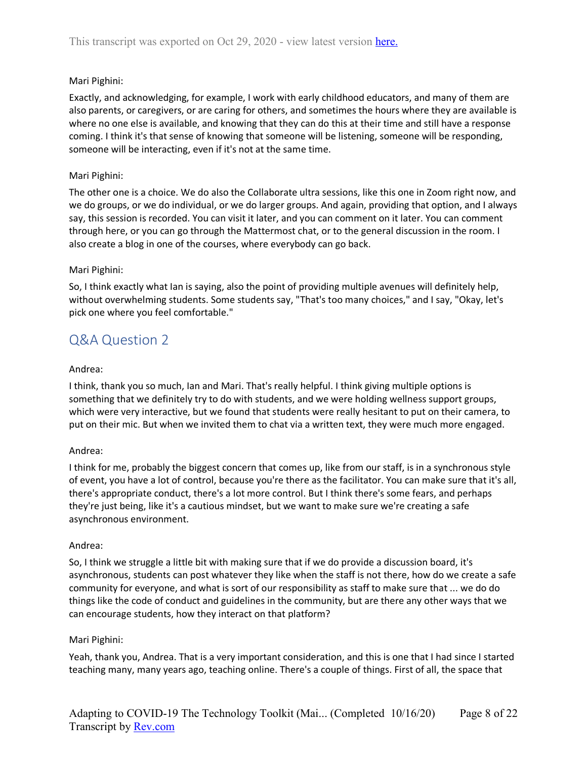Mari Pighini:

Exactly, and acknowledging, for example, I work with early childhood educators, and many of them are also parents, or caregivers, or are caring for others, and sometimes the hours where they are available is where no one else is available, and knowing that they can do this at their time and still have a response coming. I think it's that sense of knowing that someone will be listening, someone will be responding, someone will be interacting, even if it's not at the same time.

Mari Pighini:

The other one is a choice. We do also the Collaborate ultra sessions, like this one in Zoom right now, and we do groups, or we do individual, or we do larger groups. And again, providing that option, and I always say, this session is recorded. You can visit it later, and you can comment on it later. You can comment through here, or you can go through the Mattermost chat, or to the general discussion in the room. I also create a blog in one of the courses, where everybody can go back.

Mari Pighini:

So, I think exactly what Ian is saying, also the point of providing multiple avenues will definitely help, without overwhelming students. Some students say, "That's too many choices," and I say, "Okay, let's pick one where you feel comfortable."

## Q&A Question 2

Andrea:

I think, thank you so much, Ian and Mari. That's really helpful. I think giving multiple options is something that we definitely try to do with students, and we were holding wellness support groups, which were very interactive, but we found that students were really hesitant to put on their camera, to put on their mic. But when we invited them to chat via a written text, they were much more engaged.

Andrea:

I think for me, probably the biggest concern that comes up, like from our staff, is in a synchronous style of event, you have a lot of control, because you're there as the facilitator. You can make sure that it's all, there's appropriate conduct, there's a lot more control. But I think there's some fears, and perhaps they're just being, like it's a cautious mindset, but we want to make sure we're creating a safe asynchronous environment.

Andrea:

So, I think we struggle a little bit with making sure that if we do provide a discussion board, it's asynchronous, students can post whatever they like when the staff is not there, how do we create a safe community for everyone, and what is sort of our responsibility as staff to make sure that ... we do do things like the code of conduct and guidelines in the community, but are there any other ways that we can encourage students, how they interact on that platform?

Mari Pighini:

Yeah, thank you, Andrea. That is a very important consideration, and this is one that I had since I started teaching many, many years ago, teaching online. There's a couple of things. First of all, the space that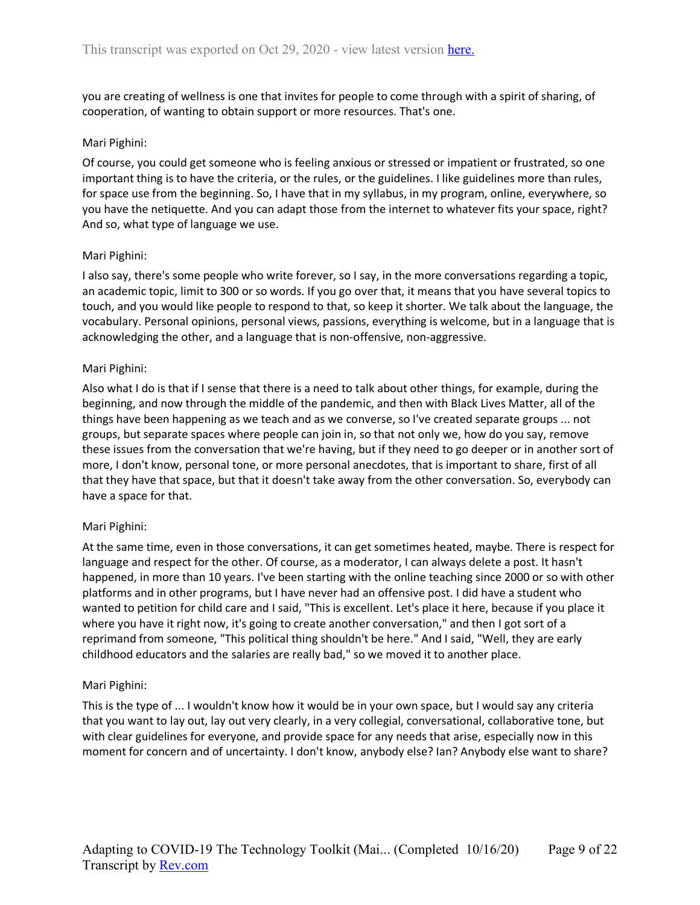you are creating of wellness is one that invites for people to come through with a spirit of sharing, of cooperation, of wanting to obtain support or more resources. That's one.

Mari Pighini:

Of course, you could get someone who is feeling anxious or stressed or impatient or frustrated, so one important thing is to have the criteria, or the rules, or the guidelines. I like guidelines more than rules, for space use from the beginning. So, I have that in my syllabus, in my program, online, everywhere, so you have the netiquette. And you can adapt those from the internet to whatever fits your space, right? And so, what type of language we use.

Mari Pighini:

I also say, there's some people who write forever, so I say, in the more conversations regarding a topic, an academic topic, limit to 300 or so words. If you go over that, it means that you have several topics to touch, and you would like people to respond to that, so keep it shorter. We talk about the language, the vocabulary. Personal opinions, personal views, passions, everything is welcome, but in a language that is acknowledging the other, and a language that is non-offensive, non-aggressive.

Mari Pighini:

Also what I do is that if I sense that there is a need to talk about other things, for example, during the beginning, and now through the middle of the pandemic, and then with Black Lives Matter, all of the things have been happening as we teach and as we converse, so I've created separate groups ... not groups, but separate spaces where people can join in, so that not only we, how do you say, remove these issues from the conversation that we're having, but if they need to go deeper or in another sort of more, I don't know, personal tone, or more personal anecdotes, that is important to share, first of all that they have that space, but that it doesn't take away from the other conversation. So, everybody can have a space for that.

Mari Pighini:

At the same time, even in those conversations, it can get sometimes heated, maybe. There is respect for language and respect for the other. Of course, as a moderator, I can always delete a post. It hasn't happened, in more than 10 years. I've been starting with the online teaching since 2000 or so with other platforms and in other programs, but I have never had an offensive post. I did have a student who wanted to petition for child care and I said, "This is excellent. Let's place it here, because if you place it where you have it right now, it's going to create another conversation," and then I got sort of a reprimand from someone, "This political thing shouldn't be here." And I said, "Well, they are early childhood educators and the salaries are really bad," so we moved it to another place.

Mari Pighini:

This is the type of ... I wouldn't know how it would be in your own space, but I would say any criteria that you want to lay out, lay out very clearly, in a very collegial, conversational, collaborative tone, but with clear guidelines for everyone, and provide space for any needs that arise, especially now in this moment for concern and of uncertainty. I don't know, anybody else? Ian? Anybody else want to share?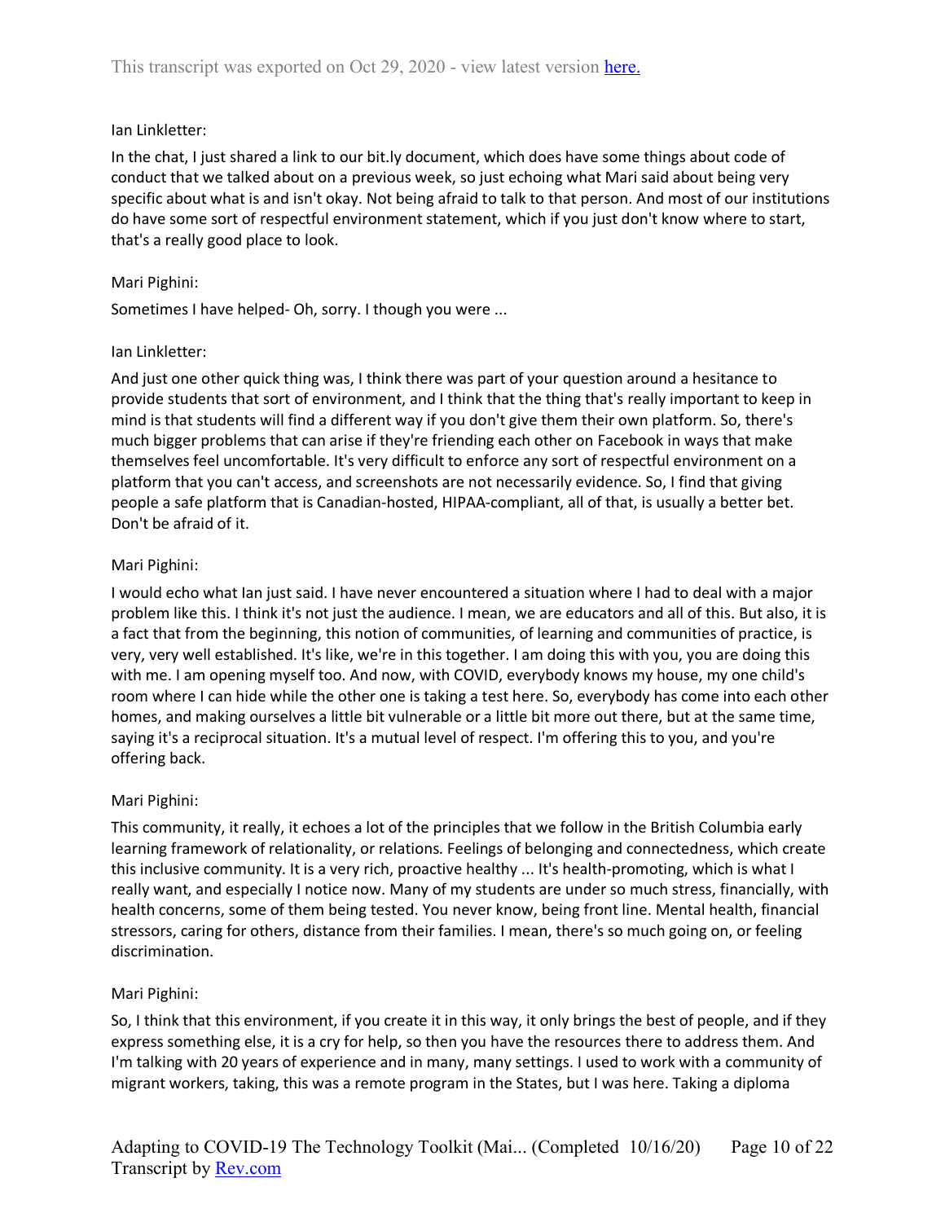Ian Linkletter:

In the chat, I just shared a link to our bit.ly document, which does have some things about code of conduct that we talked about on a previous week, so just echoing what Mari said about being very specific about what is and isn't okay. Not being afraid to talk to that person. And most of our institutions do have some sort of respectful environment statement, which if you just don't know where to start, that's a really good place to look.

Mari Pighini:

Sometimes I have helped- Oh, sorry. I though you were ...

Ian Linkletter:

And just one other quick thing was, I think there was part of your question around a hesitance to provide students that sort of environment, and I think that the thing that's really important to keep in mind is that students will find a different way if you don't give them their own platform. So, there's much bigger problems that can arise if they're friending each other on Facebook in ways that make themselves feel uncomfortable. It's very difficult to enforce any sort of respectful environment on a platform that you can't access, and screenshots are not necessarily evidence. So, I find that giving people a safe platform that is Canadian-hosted, HIPAA-compliant, all of that, is usually a better bet. Don't be afraid of it.

Mari Pighini:

I would echo what Ian just said. I have never encountered a situation where I had to deal with a major problem like this. I think it's not just the audience. I mean, we are educators and all of this. But also, it is a fact that from the beginning, this notion of communities, of learning and communities of practice, is very, very well established. It's like, we're in this together. I am doing this with you, you are doing this with me. I am opening myself too. And now, with COVID, everybody knows my house, my one child's room where I can hide while the other one is taking a test here. So, everybody has come into each other homes, and making ourselves a little bit vulnerable or a little bit more out there, but at the same time, saying it's a reciprocal situation. It's a mutual level of respect. I'm offering this to you, and you're offering back.

Mari Pighini:

This community, it really, it echoes a lot of the principles that we follow in the British Columbia early learning framework of relationality, or relations. Feelings of belonging and connectedness, which create this inclusive community. It is a very rich, proactive healthy ... It's health-promoting, which is what I really want, and especially I notice now. Many of my students are under so much stress, financially, with health concerns, some of them being tested. You never know, being front line. Mental health, financial stressors, caring for others, distance from their families. I mean, there's so much going on, or feeling discrimination.

Mari Pighini:

So, I think that this environment, if you create it in this way, it only brings the best of people, and if they express something else, it is a cry for help, so then you have the resources there to address them. And I'm talking with 20 years of experience and in many, many settings. I used to work with a community of migrant workers, taking, this was a remote program in the States, but I was here. Taking a diploma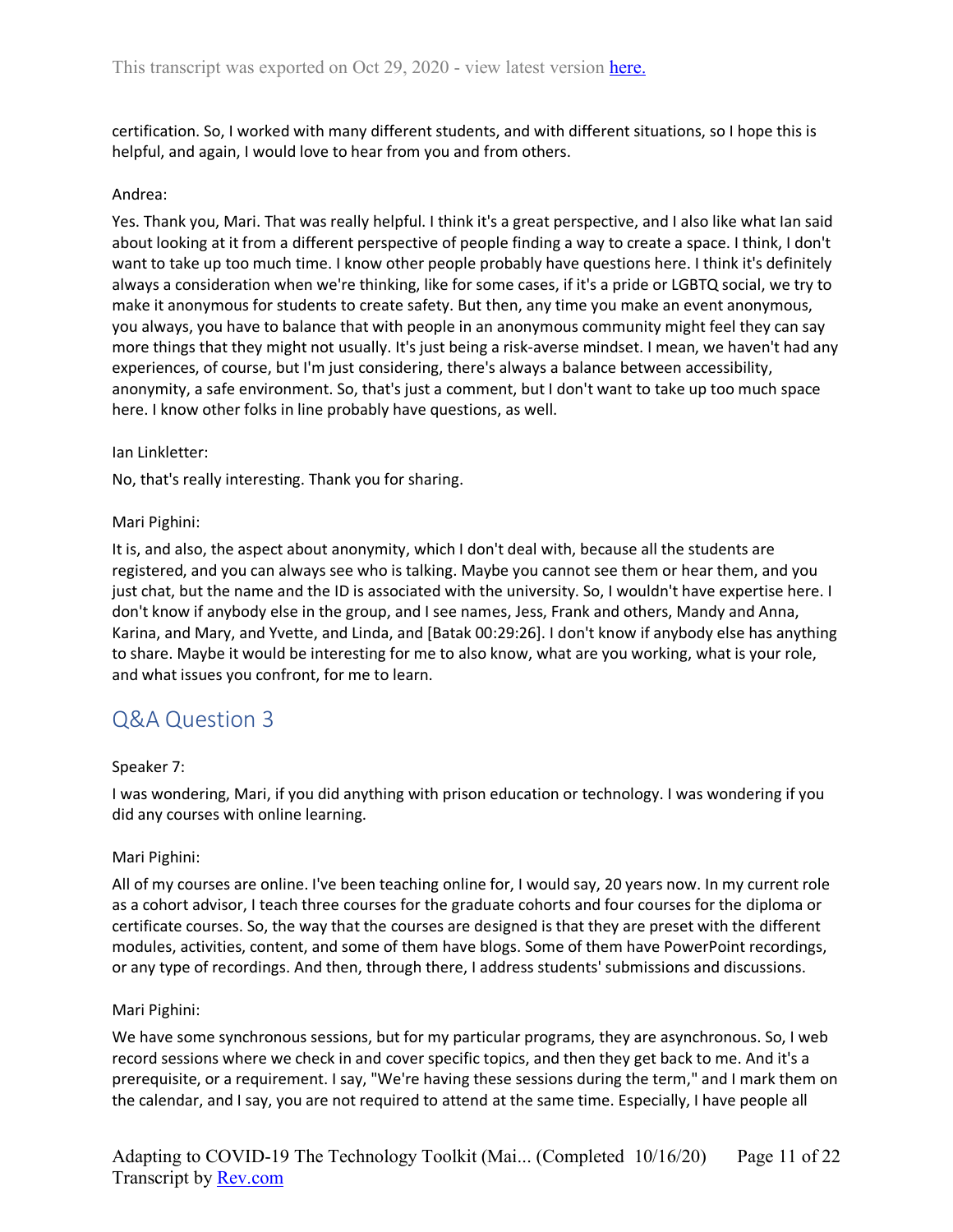certification. So, I worked with many different students, and with different situations, so I hope this is helpful, and again, I would love to hear from you and from others.

Andrea:

Yes. Thank you, Mari. That was really helpful. I think it's a great perspective, and I also like what Ian said about looking at it from a different perspective of people finding a way to create a space. I think, I don't want to take up too much time. I know other people probably have questions here. I think it's definitely always a consideration when we're thinking, like for some cases, if it's a pride or LGBTQ social, we try to make it anonymous for students to create safety. But then, any time you make an event anonymous, you always, you have to balance that with people in an anonymous community might feel they can say more things that they might not usually. It's just being a risk-averse mindset. I mean, we haven't had any experiences, of course, but I'm just considering, there's always a balance between accessibility, anonymity, a safe environment. So, that's just a comment, but I don't want to take up too much space here. I know other folks in line probably have questions, as well.

Ian Linkletter:

No, that's really interesting. Thank you for sharing.

Mari Pighini:

It is, and also, the aspect about anonymity, which I don't deal with, because all the students are registered, and you can always see who is talking. Maybe you cannot see them or hear them, and you just chat, but the name and the ID is associated with the university. So, I wouldn't have expertise here. I don't know if anybody else in the group, and I see names, Jess, Frank and others, Mandy and Anna, Karina, and Mary, and Yvette, and Linda, and [Batak 00:29:26]. I don't know if anybody else has anything to share. Maybe it would be interesting for me to also know, what are you working, what is your role, and what issues you confront, for me to learn.

## Q&A Question 3

Speaker 7:

I was wondering, Mari, if you did anything with prison education or technology. I was wondering if you did any courses with online learning.

Mari Pighini:

All of my courses are online. I've been teaching online for, I would say, 20 years now. In my current role as a cohort advisor, I teach three courses for the graduate cohorts and four courses for the diploma or certificate courses. So, the way that the courses are designed is that they are preset with the different modules, activities, content, and some of them have blogs. Some of them have PowerPoint recordings, or any type of recordings. And then, through there, I address students' submissions and discussions.

Mari Pighini:

We have some synchronous sessions, but for my particular programs, they are asynchronous. So, I web record sessions where we check in and cover specific topics, and then they get back to me. And it's a prerequisite, or a requirement. I say, "We're having these sessions during the term," and I mark them on the calendar, and I say, you are not required to attend at the same time. Especially, I have people all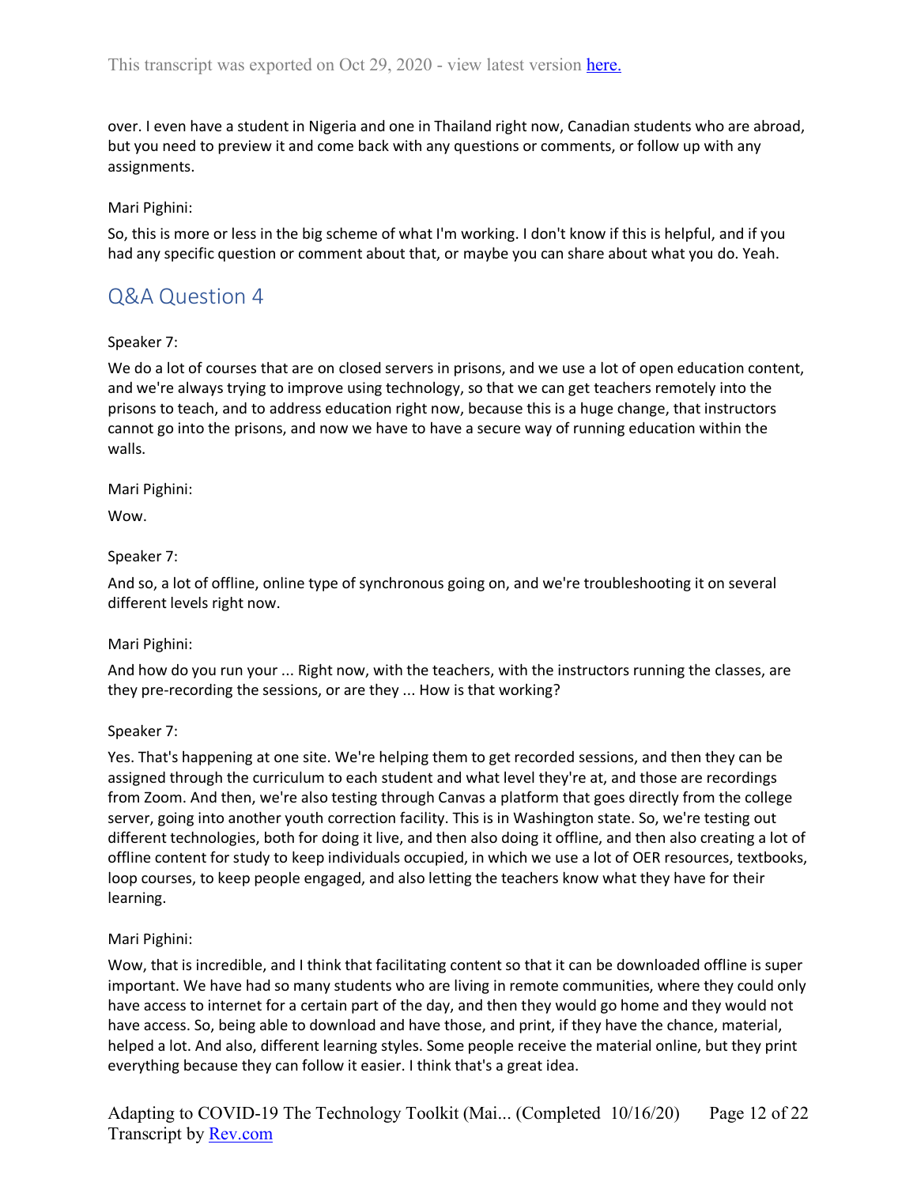over. I even have a student in Nigeria and one in Thailand right now, Canadian students who are abroad, but you need to preview it and come back with any questions or comments, or follow up with any assignments.

Mari Pighini:

So, this is more or less in the big scheme of what I'm working. I don't know if this is helpful, and if you had any specific question or comment about that, or maybe you can share about what you do. Yeah.

## Q&A Question 4

Speaker 7:

We do a lot of courses that are on closed servers in prisons, and we use a lot of open education content, and we're always trying to improve using technology, so that we can get teachers remotely into the prisons to teach, and to address education right now, because this is a huge change, that instructors cannot go into the prisons, and now we have to have a secure way of running education within the walls.

Mari Pighini:

Wow.

Speaker 7:

And so, a lot of offline, online type of synchronous going on, and we're troubleshooting it on several different levels right now.

Mari Pighini:

And how do you run your ... Right now, with the teachers, with the instructors running the classes, are they pre-recording the sessions, or are they ... How is that working?

Speaker 7:

Yes. That's happening at one site. We're helping them to get recorded sessions, and then they can be assigned through the curriculum to each student and what level they're at, and those are recordings from Zoom. And then, we're also testing through Canvas a platform that goes directly from the college server, going into another youth correction facility. This is in Washington state. So, we're testing out different technologies, both for doing it live, and then also doing it offline, and then also creating a lot of offline content for study to keep individuals occupied, in which we use a lot of OER resources, textbooks, loop courses, to keep people engaged, and also letting the teachers know what they have for their learning.

Mari Pighini:

Wow, that is incredible, and I think that facilitating content so that it can be downloaded offline is super important. We have had so many students who are living in remote communities, where they could only have access to internet for a certain part of the day, and then they would go home and they would not have access. So, being able to download and have those, and print, if they have the chance, material, helped a lot. And also, different learning styles. Some people receive the material online, but they print everything because they can follow it easier. I think that's a great idea.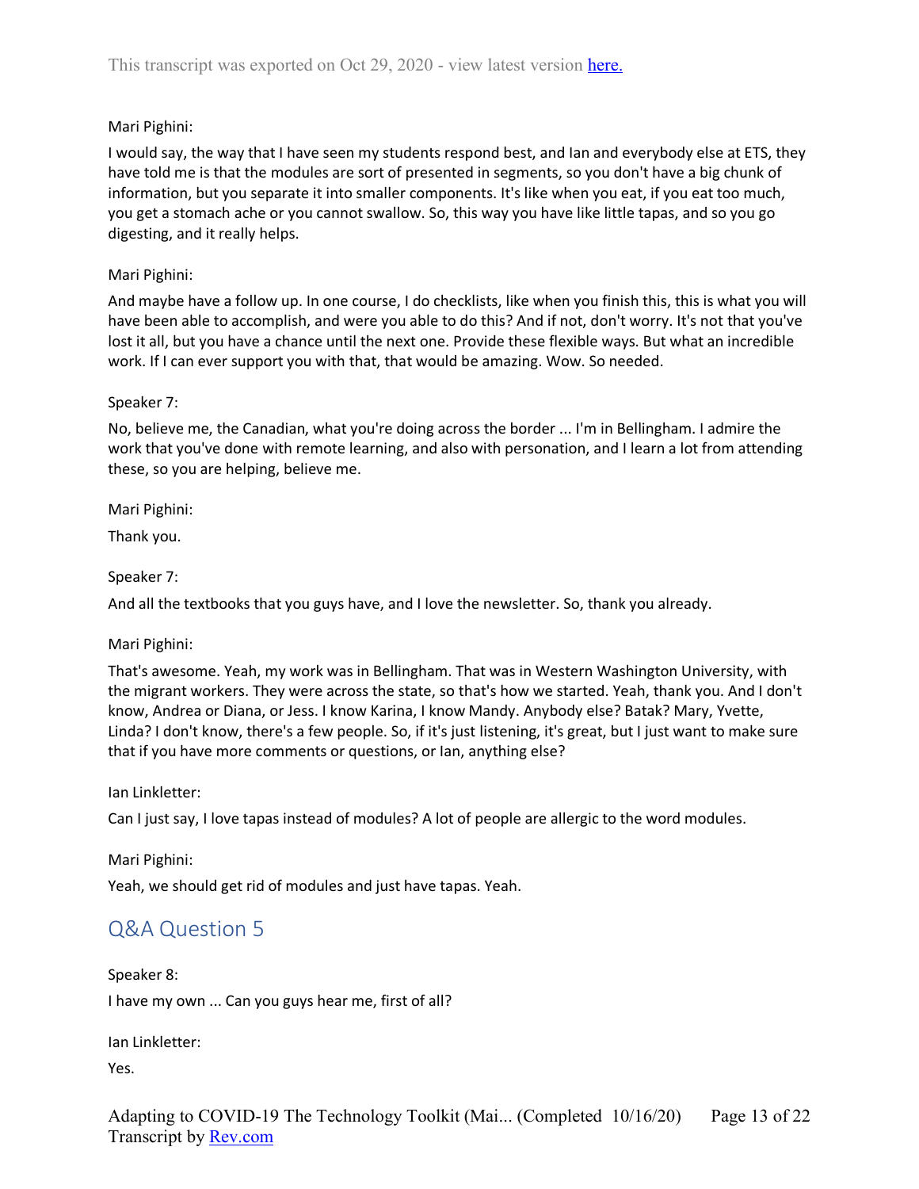Mari Pighini:

I would say, the way that I have seen my students respond best, and Ian and everybody else at ETS, they have told me is that the modules are sort of presented in segments, so you don't have a big chunk of information, but you separate it into smaller components. It's like when you eat, if you eat too much, you get a stomach ache or you cannot swallow. So, this way you have like little tapas, and so you go digesting, and it really helps.

Mari Pighini:

And maybe have a follow up. In one course, I do checklists, like when you finish this, this is what you will have been able to accomplish, and were you able to do this? And if not, don't worry. It's not that you've lost it all, but you have a chance until the next one. Provide these flexible ways. But what an incredible work. If I can ever support you with that, that would be amazing. Wow. So needed.

Speaker 7:

No, believe me, the Canadian, what you're doing across the border ... I'm in Bellingham. I admire the work that you've done with remote learning, and also with personation, and I learn a lot from attending these, so you are helping, believe me.

Mari Pighini:

Thank you.

Speaker 7:

And all the textbooks that you guys have, and I love the newsletter. So, thank you already.

Mari Pighini:

That's awesome. Yeah, my work was in Bellingham. That was in Western Washington University, with the migrant workers. They were across the state, so that's how we started. Yeah, thank you. And I don't know, Andrea or Diana, or Jess. I know Karina, I know Mandy. Anybody else? Batak? Mary, Yvette, Linda? I don't know, there's a few people. So, if it's just listening, it's great, but I just want to make sure that if you have more comments or questions, or Ian, anything else?

Ian Linkletter:

Can I just say, I love tapas instead of modules? A lot of people are allergic to the word modules.

Mari Pighini:

Yeah, we should get rid of modules and just have tapas. Yeah.

## Q&A Question 5

Speaker 8:

I have my own ... Can you guys hear me, first of all?

Ian Linkletter:

Yes.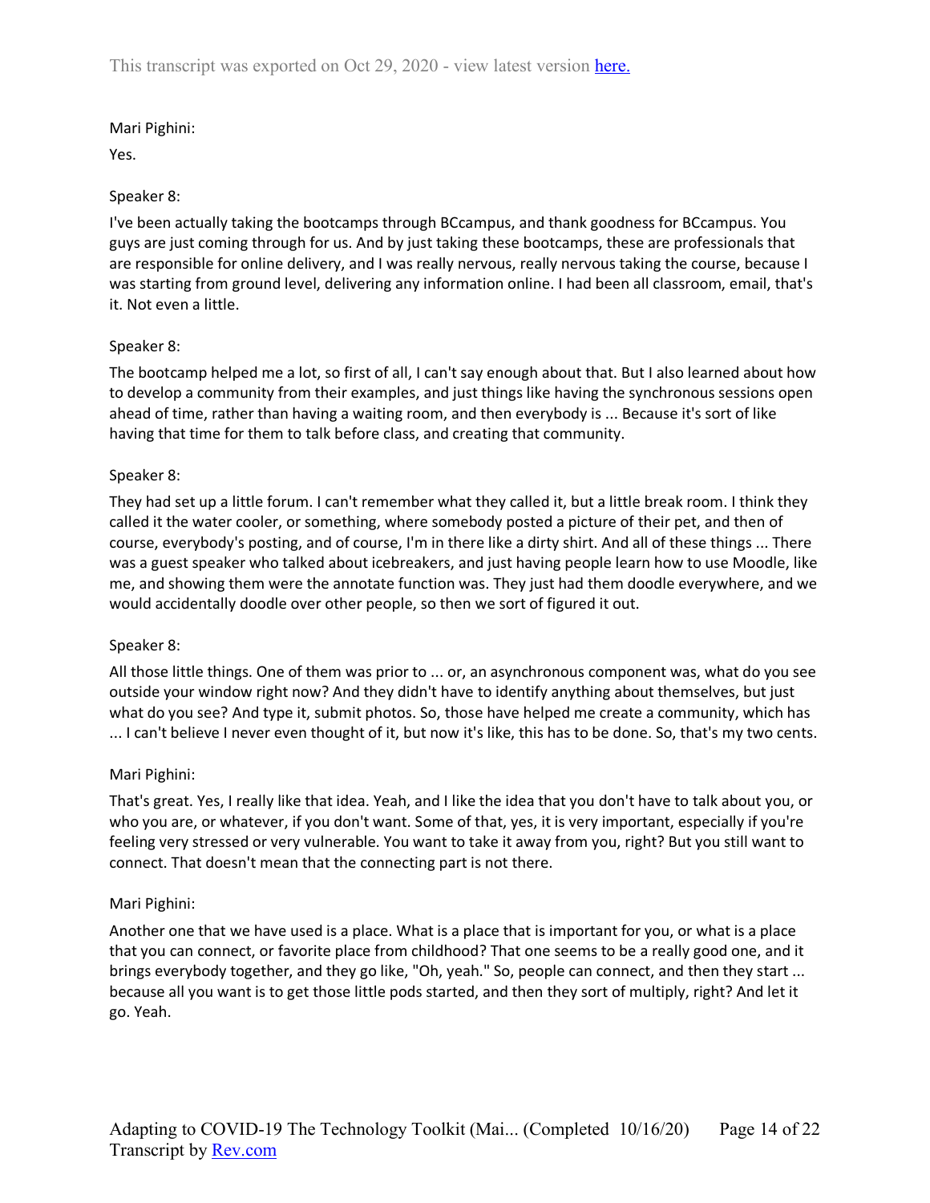Mari Pighini:

Yes.

Speaker 8:

I've been actually taking the bootcamps through BCcampus, and thank goodness for BCcampus. You guys are just coming through for us. And by just taking these bootcamps, these are professionals that are responsible for online delivery, and I was really nervous, really nervous taking the course, because I was starting from ground level, delivering any information online. I had been all classroom, email, that's it. Not even a little.

Speaker 8:

The bootcamp helped me a lot, so first of all, I can't say enough about that. But I also learned about how to develop a community from their examples, and just things like having the synchronous sessions open ahead of time, rather than having a waiting room, and then everybody is ... Because it's sort of like having that time for them to talk before class, and creating that community.

Speaker 8:

They had set up a little forum. I can't remember what they called it, but a little break room. I think they called it the water cooler, or something, where somebody posted a picture of their pet, and then of course, everybody's posting, and of course, I'm in there like a dirty shirt. And all of these things ... There was a guest speaker who talked about icebreakers, and just having people learn how to use Moodle, like me, and showing them were the annotate function was. They just had them doodle everywhere, and we would accidentally doodle over other people, so then we sort of figured it out.

Speaker 8:

All those little things. One of them was prior to ... or, an asynchronous component was, what do you see outside your window right now? And they didn't have to identify anything about themselves, but just what do you see? And type it, submit photos. So, those have helped me create a community, which has ... I can't believe I never even thought of it, but now it's like, this has to be done. So, that's my two cents.

Mari Pighini:

That's great. Yes, I really like that idea. Yeah, and I like the idea that you don't have to talk about you, or who you are, or whatever, if you don't want. Some of that, yes, it is very important, especially if you're feeling very stressed or very vulnerable. You want to take it away from you, right? But you still want to connect. That doesn't mean that the connecting part is not there.

Mari Pighini:

Another one that we have used is a place. What is a place that is important for you, or what is a place that you can connect, or favorite place from childhood? That one seems to be a really good one, and it brings everybody together, and they go like, "Oh, yeah." So, people can connect, and then they start ... because all you want is to get those little pods started, and then they sort of multiply, right? And let it go. Yeah.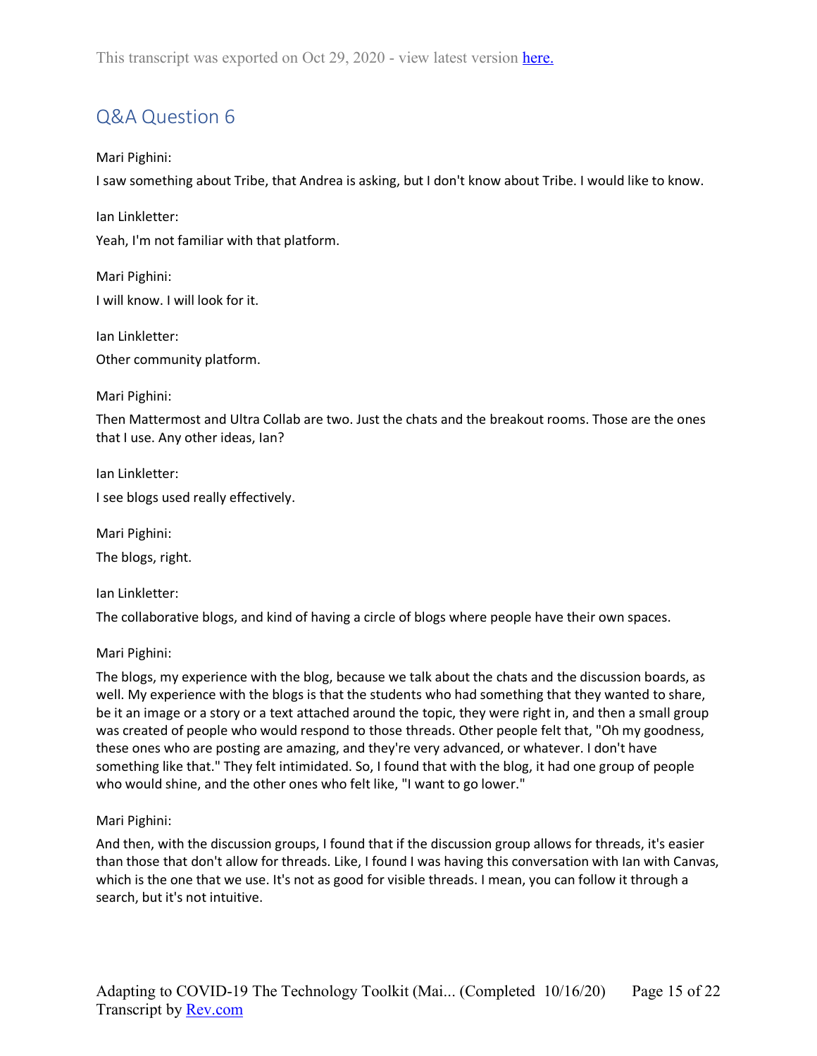## Q&A Question 6

Mari Pighini:

I saw something about Tribe, that Andrea is asking, but I don't know about Tribe. I would like to know.

Ian Linkletter:

Yeah, I'm not familiar with that platform.

Mari Pighini:

I will know. I will look for it.

Ian Linkletter:

Other community platform.

Mari Pighini:

Then Mattermost and Ultra Collab are two. Just the chats and the breakout rooms. Those are the ones that I use. Any other ideas, Ian?

Ian Linkletter:

I see blogs used really effectively.

Mari Pighini:

The blogs, right.

Ian Linkletter:

The collaborative blogs, and kind of having a circle of blogs where people have their own spaces.

Mari Pighini:

The blogs, my experience with the blog, because we talk about the chats and the discussion boards, as well. My experience with the blogs is that the students who had something that they wanted to share, be it an image or a story or a text attached around the topic, they were right in, and then a small group was created of people who would respond to those threads. Other people felt that, "Oh my goodness, these ones who are posting are amazing, and they're very advanced, or whatever. I don't have something like that." They felt intimidated. So, I found that with the blog, it had one group of people who would shine, and the other ones who felt like, "I want to go lower."

Mari Pighini:

And then, with the discussion groups, I found that if the discussion group allows for threads, it's easier than those that don't allow for threads. Like, I found I was having this conversation with Ian with Canvas, which is the one that we use. It's not as good for visible threads. I mean, you can follow it through a search, but it's not intuitive.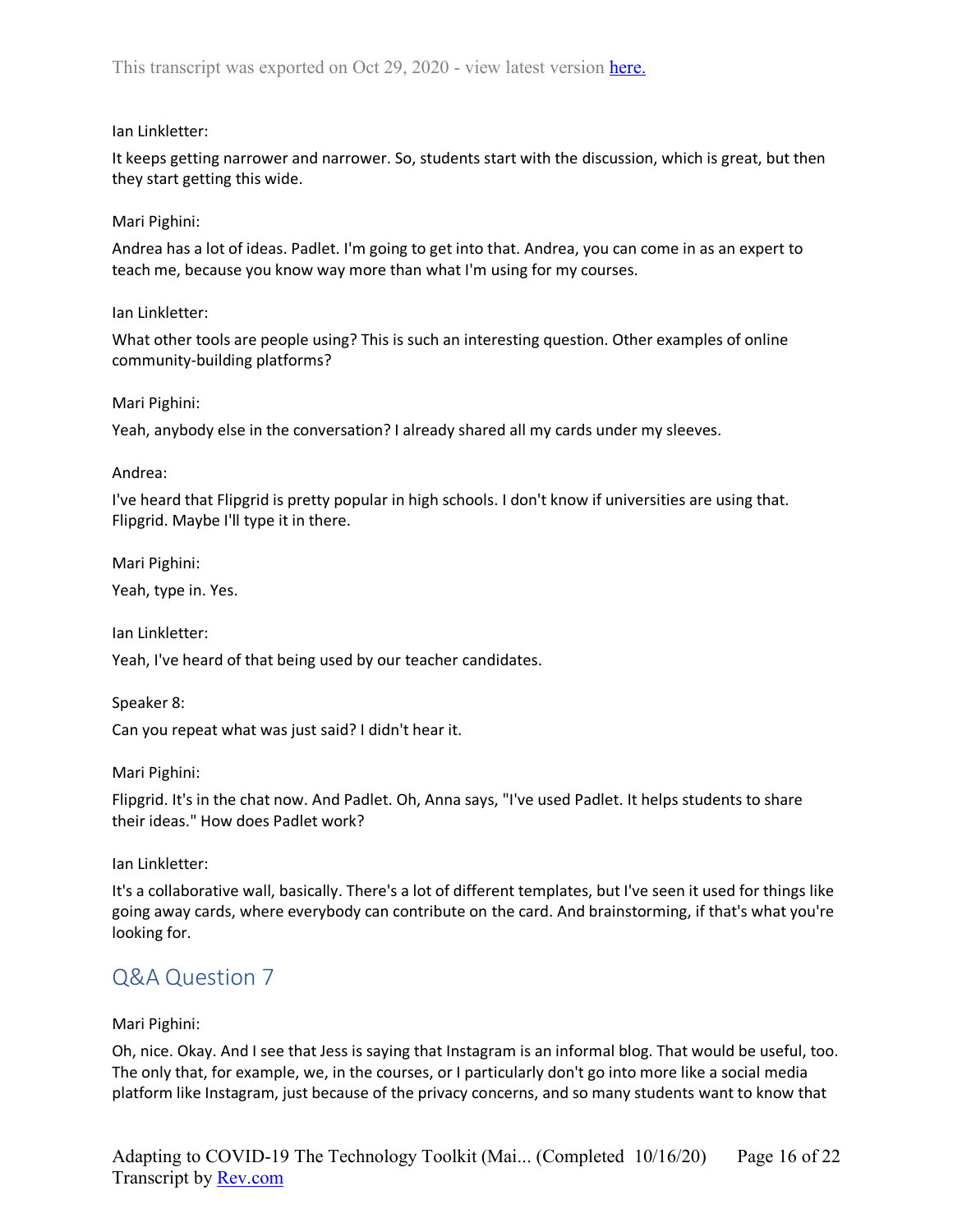Ian Linkletter:

It keeps getting narrower and narrower. So, students start with the discussion, which is great, but then they start getting this wide.

Mari Pighini:

Andrea has a lot of ideas. Padlet. I'm going to get into that. Andrea, you can come in as an expert to teach me, because you know way more than what I'm using for my courses.

Ian Linkletter:

What other tools are people using? This is such an interesting question. Other examples of online community-building platforms?

Mari Pighini:

Yeah, anybody else in the conversation? I already shared all my cards under my sleeves.

Andrea:

I've heard that Flipgrid is pretty popular in high schools. I don't know if universities are using that. Flipgrid. Maybe I'll type it in there.

Mari Pighini:

Yeah, type in. Yes.

Ian Linkletter:

Yeah, I've heard of that being used by our teacher candidates.

Speaker 8:

Can you repeat what was just said? I didn't hear it.

Mari Pighini:

Flipgrid. It's in the chat now. And Padlet. Oh, Anna says, "I've used Padlet. It helps students to share their ideas." How does Padlet work?

Ian Linkletter:

It's a collaborative wall, basically. There's a lot of different templates, but I've seen it used for things like going away cards, where everybody can contribute on the card. And brainstorming, if that's what you're looking for.

## Q&A Question 7

Mari Pighini:

Oh, nice. Okay. And I see that Jess is saying that Instagram is an informal blog. That would be useful, too. The only that, for example, we, in the courses, or I particularly don't go into more like a social media platform like Instagram, just because of the privacy concerns, and so many students want to know that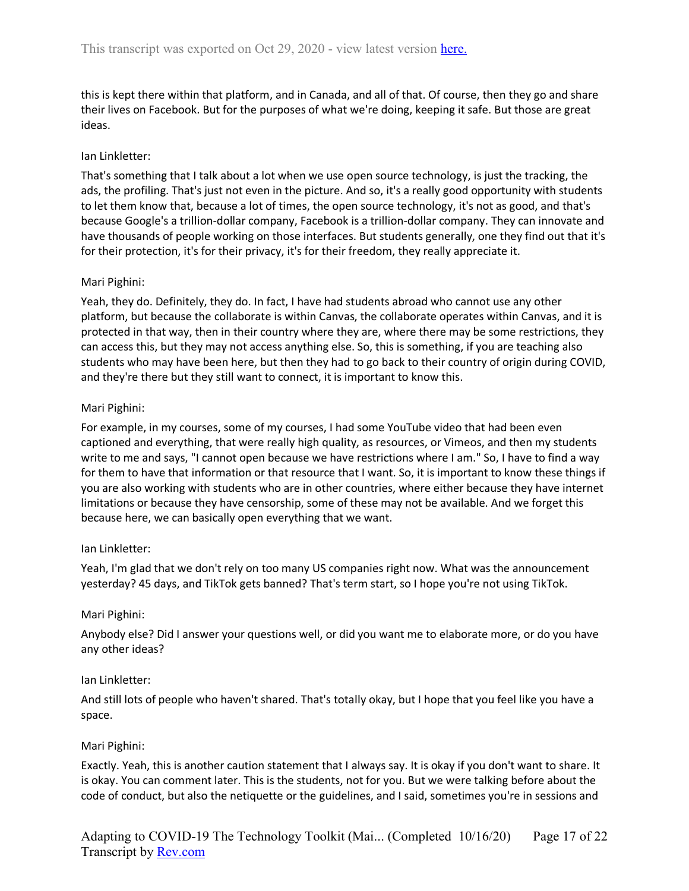this is kept there within that platform, and in Canada, and all of that. Of course, then they go and share their lives on Facebook. But for the purposes of what we're doing, keeping it safe. But those are great ideas.

Ian Linkletter:

That's something that I talk about a lot when we use open source technology, is just the tracking, the ads, the profiling. That's just not even in the picture. And so, it's a really good opportunity with students to let them know that, because a lot of times, the open source technology, it's not as good, and that's because Google's a trillion-dollar company, Facebook is a trillion-dollar company. They can innovate and have thousands of people working on those interfaces. But students generally, one they find out that it's for their protection, it's for their privacy, it's for their freedom, they really appreciate it.

Mari Pighini:

Yeah, they do. Definitely, they do. In fact, I have had students abroad who cannot use any other platform, but because the collaborate is within Canvas, the collaborate operates within Canvas, and it is protected in that way, then in their country where they are, where there may be some restrictions, they can access this, but they may not access anything else. So, this is something, if you are teaching also students who may have been here, but then they had to go back to their country of origin during COVID, and they're there but they still want to connect, it is important to know this.

Mari Pighini:

For example, in my courses, some of my courses, I had some YouTube video that had been even captioned and everything, that were really high quality, as resources, or Vimeos, and then my students write to me and says, "I cannot open because we have restrictions where I am." So, I have to find a way for them to have that information or that resource that I want. So, it is important to know these things if you are also working with students who are in other countries, where either because they have internet limitations or because they have censorship, some of these may not be available. And we forget this because here, we can basically open everything that we want.

Ian Linkletter:

Yeah, I'm glad that we don't rely on too many US companies right now. What was the announcement yesterday? 45 days, and TikTok gets banned? That's term start, so I hope you're not using TikTok.

Mari Pighini:

Anybody else? Did I answer your questions well, or did you want me to elaborate more, or do you have any other ideas?

Ian Linkletter:

And still lots of people who haven't shared. That's totally okay, but I hope that you feel like you have a space.

Mari Pighini:

Exactly. Yeah, this is another caution statement that I always say. It is okay if you don't want to share. It is okay. You can comment later. This is the students, not for you. But we were talking before about the code of conduct, but also the netiquette or the guidelines, and I said, sometimes you're in sessions and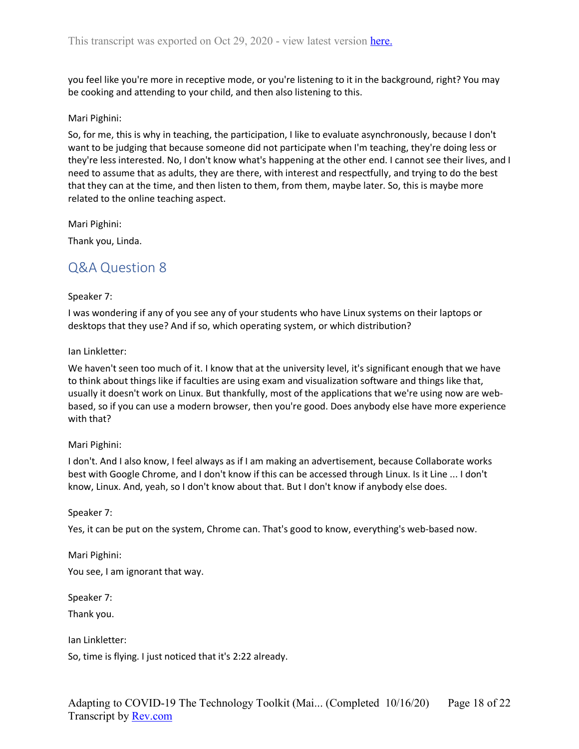you feel like you're more in receptive mode, or you're listening to it in the background, right? You may be cooking and attending to your child, and then also listening to this.

Mari Pighini:

So, for me, this is why in teaching, the participation, I like to evaluate asynchronously, because I don't want to be judging that because someone did not participate when I'm teaching, they're doing less or they're less interested. No, I don't know what's happening at the other end. I cannot see their lives, and I need to assume that as adults, they are there, with interest and respectfully, and trying to do the best that they can at the time, and then listen to them, from them, maybe later. So, this is maybe more related to the online teaching aspect.

Mari Pighini:

Thank you, Linda.

## Q&A Question 8

Speaker 7:

I was wondering if any of you see any of your students who have Linux systems on their laptops or desktops that they use? And if so, which operating system, or which distribution?

Ian Linkletter:

We haven't seen too much of it. I know that at the university level, it's significant enough that we have to think about things like if faculties are using exam and visualization software and things like that, usually it doesn't work on Linux. But thankfully, most of the applications that we're using now are web-based, so if you can use a modern browser, then you're good. Does anybody else have more experience with that?

Mari Pighini:

I don't. And I also know, I feel always as if I am making an advertisement, because Collaborate works best with Google Chrome, and I don't know if this can be accessed through Linux. Is it Line ... I don't know, Linux. And, yeah, so I don't know about that. But I don't know if anybody else does.

Speaker 7:

Yes, it can be put on the system, Chrome can. That's good to know, everything's web-based now.

Mari Pighini:

You see, I am ignorant that way.

Speaker 7:

Thank you.

Ian Linkletter:

So, time is flying. I just noticed that it's 2:22 already.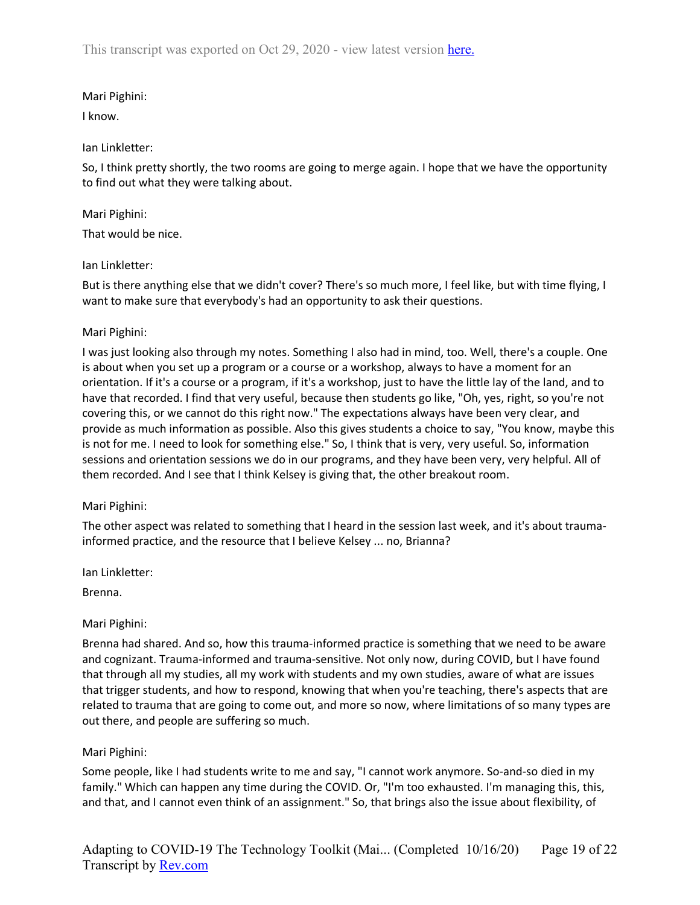Mari Pighini:

I know.

Ian Linkletter:

So, I think pretty shortly, the two rooms are going to merge again. I hope that we have the opportunity to find out what they were talking about.

Mari Pighini:

That would be nice.

Ian Linkletter:

But is there anything else that we didn't cover? There's so much more, I feel like, but with time flying, I want to make sure that everybody's had an opportunity to ask their questions.

Mari Pighini:

I was just looking also through my notes. Something I also had in mind, too. Well, there's a couple. One is about when you set up a program or a course or a workshop, always to have a moment for an orientation. If it's a course or a program, if it's a workshop, just to have the little lay of the land, and to have that recorded. I find that very useful, because then students go like, "Oh, yes, right, so you're not covering this, or we cannot do this right now." The expectations always have been very clear, and provide as much information as possible. Also this gives students a choice to say, "You know, maybe this is not for me. I need to look for something else." So, I think that is very, very useful. So, information sessions and orientation sessions we do in our programs, and they have been very, very helpful. All of them recorded. And I see that I think Kelsey is giving that, the other breakout room.

Mari Pighini:

The other aspect was related to something that I heard in the session last week, and it's about trauma-informed practice, and the resource that I believe Kelsey ... no, Brianna?

Ian Linkletter:

Brenna.

Mari Pighini:

Brenna had shared. And so, how this trauma-informed practice is something that we need to be aware and cognizant. Trauma-informed and trauma-sensitive. Not only now, during COVID, but I have found that through all my studies, all my work with students and my own studies, aware of what are issues that trigger students, and how to respond, knowing that when you're teaching, there's aspects that are related to trauma that are going to come out, and more so now, where limitations of so many types are out there, and people are suffering so much.

Mari Pighini:

Some people, like I had students write to me and say, "I cannot work anymore. So-and-so died in my family." Which can happen any time during the COVID. Or, "I'm too exhausted. I'm managing this, this, and that, and I cannot even think of an assignment." So, that brings also the issue about flexibility, of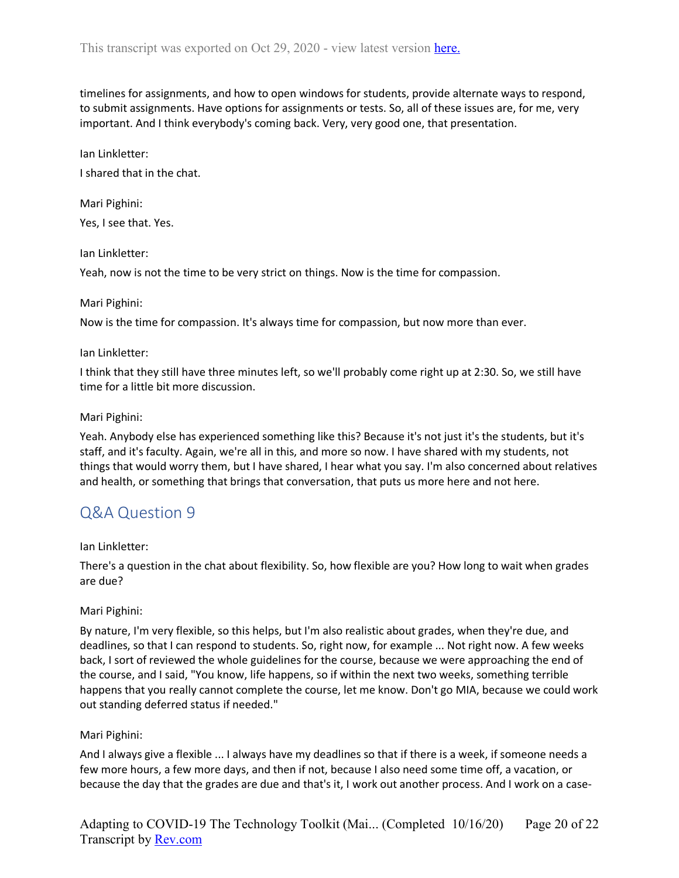timelines for assignments, and how to open windows for students, provide alternate ways to respond, to submit assignments. Have options for assignments or tests. So, all of these issues are, for me, very important. And I think everybody's coming back. Very, very good one, that presentation.

Ian Linkletter:

I shared that in the chat.

Mari Pighini:

Yes, I see that. Yes.

Ian Linkletter:

Yeah, now is not the time to be very strict on things. Now is the time for compassion.

Mari Pighini:

Now is the time for compassion. It's always time for compassion, but now more than ever.

Ian Linkletter:

I think that they still have three minutes left, so we'll probably come right up at 2:30. So, we still have time for a little bit more discussion.

Mari Pighini:

Yeah. Anybody else has experienced something like this? Because it's not just it's the students, but it's staff, and it's faculty. Again, we're all in this, and more so now. I have shared with my students, not things that would worry them, but I have shared, I hear what you say. I'm also concerned about relatives and health, or something that brings that conversation, that puts us more here and not here.

## Q&A Question 9

Ian Linkletter:

There's a question in the chat about flexibility. So, how flexible are you? How long to wait when grades are due?

Mari Pighini:

By nature, I'm very flexible, so this helps, but I'm also realistic about grades, when they're due, and deadlines, so that I can respond to students. So, right now, for example ... Not right now. A few weeks back, I sort of reviewed the whole guidelines for the course, because we were approaching the end of the course, and I said, "You know, life happens, so if within the next two weeks, something terrible happens that you really cannot complete the course, let me know. Don't go MIA, because we could work out standing deferred status if needed."

Mari Pighini:

And I always give a flexible ... I always have my deadlines so that if there is a week, if someone needs a few more hours, a few more days, and then if not, because I also need some time off, a vacation, or because the day that the grades are due and that's it, I work out another process. And I work on a case-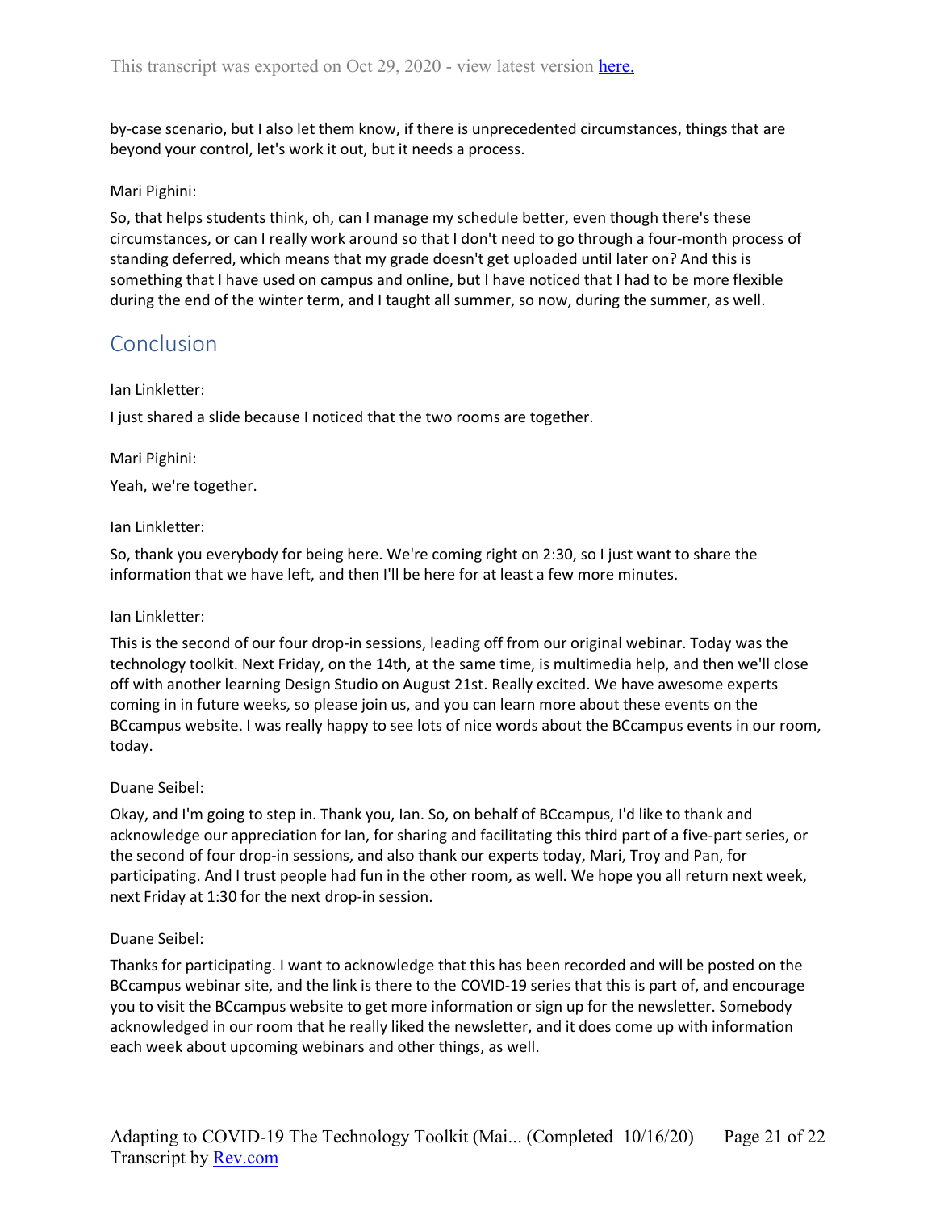by-case scenario, but I also let them know, if there is unprecedented circumstances, things that are beyond your control, let's work it out, but it needs a process.

Mari Pighini:

So, that helps students think, oh, can I manage my schedule better, even though there's these circumstances, or can I really work around so that I don't need to go through a four-month process of standing deferred, which means that my grade doesn't get uploaded until later on? And this is something that I have used on campus and online, but I have noticed that I had to be more flexible during the end of the winter term, and I taught all summer, so now, during the summer, as well.

## Conclusion

Ian Linkletter:

I just shared a slide because I noticed that the two rooms are together.

Mari Pighini:

Yeah, we're together.

Ian Linkletter:

So, thank you everybody for being here. We're coming right on 2:30, so I just want to share the information that we have left, and then I'll be here for at least a few more minutes.

Ian Linkletter:

This is the second of our four drop-in sessions, leading off from our original webinar. Today was the technology toolkit. Next Friday, on the 14th, at the same time, is multimedia help, and then we'll close off with another learning Design Studio on August 21st. Really excited. We have awesome experts coming in in future weeks, so please join us, and you can learn more about these events on the BCcampus website. I was really happy to see lots of nice words about the BCcampus events in our room, today.

Duane Seibel:

Okay, and I'm going to step in. Thank you, Ian. So, on behalf of BCcampus, I'd like to thank and acknowledge our appreciation for Ian, for sharing and facilitating this third part of a five-part series, or the second of four drop-in sessions, and also thank our experts today, Mari, Troy and Pan, for participating. And I trust people had fun in the other room, as well. We hope you all return next week, next Friday at 1:30 for the next drop-in session.

Duane Seibel:

Thanks for participating. I want to acknowledge that this has been recorded and will be posted on the BCcampus webinar site, and the link is there to the COVID-19 series that this is part of, and encourage you to visit the BCcampus website to get more information or sign up for the newsletter. Somebody acknowledged in our room that he really liked the newsletter, and it does come up with information each week about upcoming webinars and other things, as well.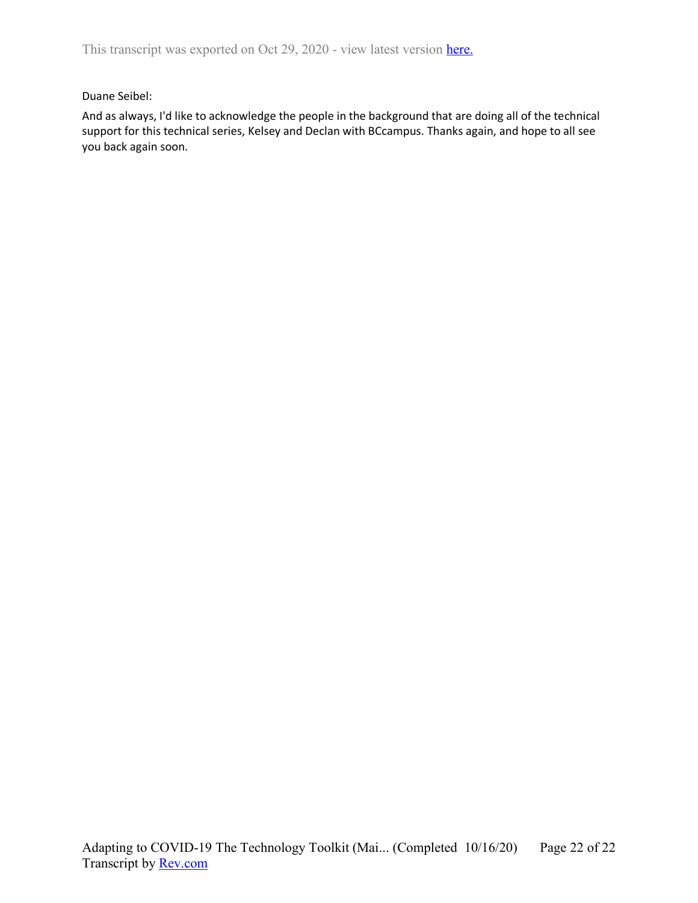Duane Seibel:

And as always, I'd like to acknowledge the people in the background that are doing all of the technical support for this technical series, Kelsey and Declan with BCcampus. Thanks again, and hope to all see you back again soon.